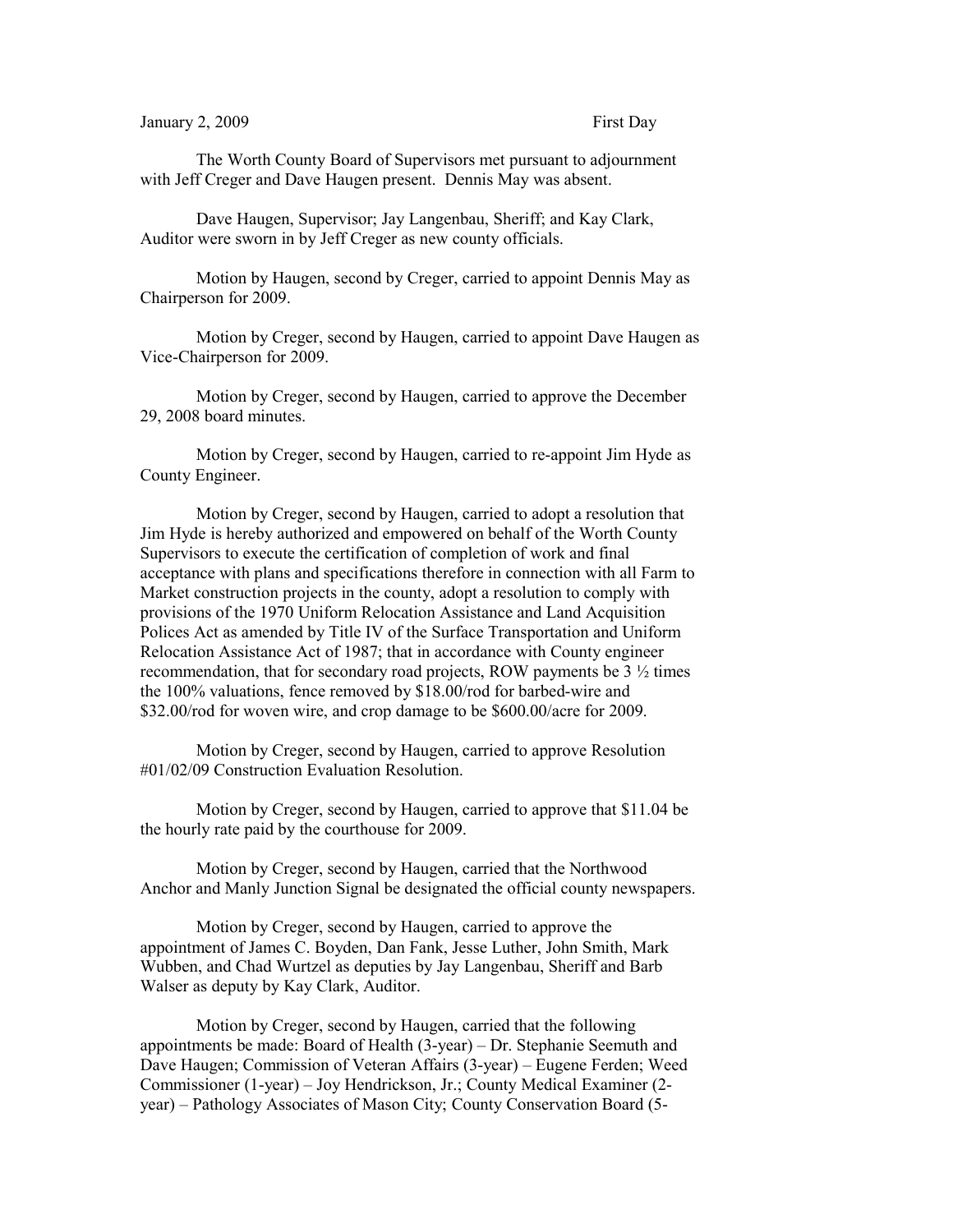January 2, 2009 First Day

The Worth County Board of Supervisors met pursuant to adjournment with Jeff Creger and Dave Haugen present. Dennis May was absent.

Dave Haugen, Supervisor; Jay Langenbau, Sheriff; and Kay Clark, Auditor were sworn in by Jeff Creger as new county officials.

Motion by Haugen, second by Creger, carried to appoint Dennis May as Chairperson for 2009.

Motion by Creger, second by Haugen, carried to appoint Dave Haugen as Vice-Chairperson for 2009.

Motion by Creger, second by Haugen, carried to approve the December 29, 2008 board minutes.

Motion by Creger, second by Haugen, carried to re-appoint Jim Hyde as County Engineer.

Motion by Creger, second by Haugen, carried to adopt a resolution that Jim Hyde is hereby authorized and empowered on behalf of the Worth County Supervisors to execute the certification of completion of work and final acceptance with plans and specifications therefore in connection with all Farm to Market construction projects in the county, adopt a resolution to comply with provisions of the 1970 Uniform Relocation Assistance and Land Acquisition Polices Act as amended by Title IV of the Surface Transportation and Uniform Relocation Assistance Act of 1987; that in accordance with County engineer recommendation, that for secondary road projects, ROW payments be 3 ½ times the 100% valuations, fence removed by $18.00/rod for barbed-wire and $32.00/rod for woven wire, and crop damage to be $600.00/acre for 2009.

Motion by Creger, second by Haugen, carried to approve Resolution #01/02/09 Construction Evaluation Resolution.

Motion by Creger, second by Haugen, carried to approve that $11.04 be the hourly rate paid by the courthouse for 2009.

Motion by Creger, second by Haugen, carried that the Northwood Anchor and Manly Junction Signal be designated the official county newspapers.

Motion by Creger, second by Haugen, carried to approve the appointment of James C. Boyden, Dan Fank, Jesse Luther, John Smith, Mark Wubben, and Chad Wurtzel as deputies by Jay Langenbau, Sheriff and Barb Walser as deputy by Kay Clark, Auditor.

Motion by Creger, second by Haugen, carried that the following appointments be made: Board of Health (3-year) – Dr. Stephanie Seemuth and Dave Haugen; Commission of Veteran Affairs (3-year) – Eugene Ferden; Weed Commissioner (1-year) – Joy Hendrickson, Jr.; County Medical Examiner (2-year) – Pathology Associates of Mason City; County Conservation Board (5-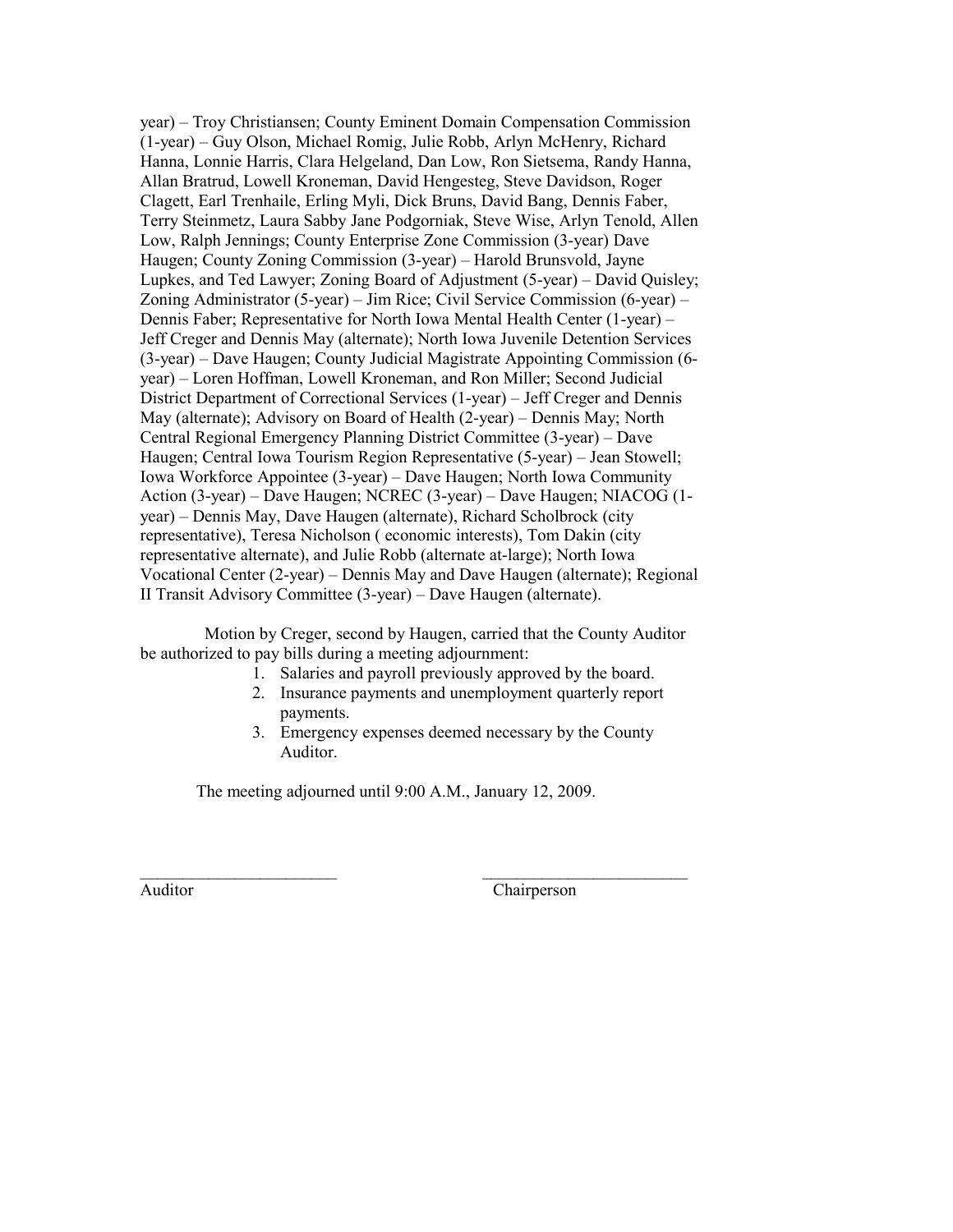year) – Troy Christiansen; County Eminent Domain Compensation Commission (1-year) – Guy Olson, Michael Romig, Julie Robb, Arlyn McHenry, Richard Hanna, Lonnie Harris, Clara Helgeland, Dan Low, Ron Sietsema, Randy Hanna, Allan Bratrud, Lowell Kroneman, David Hengesteg, Steve Davidson, Roger Clagett, Earl Trenhaile, Erling Myli, Dick Bruns, David Bang, Dennis Faber, Terry Steinmetz, Laura Sabby Jane Podgorniak, Steve Wise, Arlyn Tenold, Allen Low, Ralph Jennings; County Enterprise Zone Commission (3-year) Dave Haugen; County Zoning Commission (3-year) – Harold Brunsvold, Jayne Lupkes, and Ted Lawyer; Zoning Board of Adjustment (5-year) – David Quisley; Zoning Administrator (5-year) – Jim Rice; Civil Service Commission (6-year) – Dennis Faber; Representative for North Iowa Mental Health Center (1-year) – Jeff Creger and Dennis May (alternate); North Iowa Juvenile Detention Services (3-year) – Dave Haugen; County Judicial Magistrate Appointing Commission (6-year) – Loren Hoffman, Lowell Kroneman, and Ron Miller; Second Judicial District Department of Correctional Services (1-year) – Jeff Creger and Dennis May (alternate); Advisory on Board of Health (2-year) – Dennis May; North Central Regional Emergency Planning District Committee (3-year) – Dave Haugen; Central Iowa Tourism Region Representative (5-year) – Jean Stowell; Iowa Workforce Appointee (3-year) – Dave Haugen; North Iowa Community Action (3-year) – Dave Haugen; NCREC (3-year) – Dave Haugen; NIACOG (1-year) – Dennis May, Dave Haugen (alternate), Richard Scholbrock (city representative), Teresa Nicholson ( economic interests), Tom Dakin (city representative alternate), and Julie Robb (alternate at-large); North Iowa Vocational Center (2-year) – Dennis May and Dave Haugen (alternate); Regional II Transit Advisory Committee (3-year) – Dave Haugen (alternate).

Motion by Creger, second by Haugen, carried that the County Auditor be authorized to pay bills during a meeting adjournment:

1. Salaries and payroll previously approved by the board.
2. Insurance payments and unemployment quarterly report payments.
3. Emergency expenses deemed necessary by the County Auditor.

The meeting adjourned until 9:00 A.M., January 12, 2009.

\_\_\_\_\_\_\_\_\_\_\_\_\_\_\_\_\_\_\_\_\_\_\_ \_\_\_\_\_\_\_\_\_\_\_\_\_\_\_\_\_\_\_\_\_\_\_

Auditor Chairperson